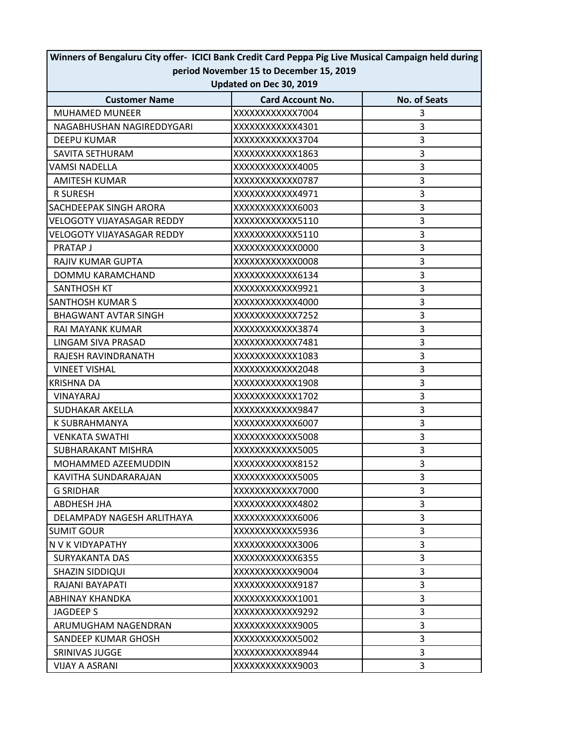| Winners of Bengaluru City offer- ICICI Bank Credit Card Peppa Pig Live Musical Campaign held during period November 15 to December 15, 2019<br>Updated on Dec 30, 2019 | | |
|---|---|---|
| **Customer Name** | **Card Account No.** | **No. of Seats** |
| MUHAMED MUNEER | XXXXXXXXXXXX7004 | 3 |
| NAGABHUSHAN NAGIREDDYGARI | XXXXXXXXXXXX4301 | 3 |
| DEEPU KUMAR | XXXXXXXXXXXX3704 | 3 |
| SAVITA SETHURAM | XXXXXXXXXXXX1863 | 3 |
| VAMSI NADELLA | XXXXXXXXXXXX4005 | 3 |
| AMITESH KUMAR | XXXXXXXXXXXX0787 | 3 |
| R SURESH | XXXXXXXXXXXX4971 | 3 |
| SACHDEEPAK SINGH ARORA | XXXXXXXXXXXX6003 | 3 |
| VELOGOTY VIJAYASAGAR REDDY | XXXXXXXXXXXX5110 | 3 |
| VELOGOTY VIJAYASAGAR REDDY | XXXXXXXXXXXX5110 | 3 |
| PRATAP J | XXXXXXXXXXXX0000 | 3 |
| RAJIV KUMAR GUPTA | XXXXXXXXXXXX0008 | 3 |
| DOMMU KARAMCHAND | XXXXXXXXXXXX6134 | 3 |
| SANTHOSH KT | XXXXXXXXXXXX9921 | 3 |
| SANTHOSH KUMAR S | XXXXXXXXXXXX4000 | 3 |
| BHAGWANT AVTAR SINGH | XXXXXXXXXXXX7252 | 3 |
| RAI MAYANK KUMAR | XXXXXXXXXXXX3874 | 3 |
| LINGAM SIVA PRASAD | XXXXXXXXXXXX7481 | 3 |
| RAJESH RAVINDRANATH | XXXXXXXXXXXX1083 | 3 |
| VINEET VISHAL | XXXXXXXXXXXX2048 | 3 |
| KRISHNA DA | XXXXXXXXXXXX1908 | 3 |
| VINAYARAJ | XXXXXXXXXXXX1702 | 3 |
| SUDHAKAR AKELLA | XXXXXXXXXXXX9847 | 3 |
| K SUBRAHMANYA | XXXXXXXXXXXX6007 | 3 |
| VENKATA SWATHI | XXXXXXXXXXXX5008 | 3 |
| SUBHARAKANT MISHRA | XXXXXXXXXXXX5005 | 3 |
| MOHAMMED AZEEMUDDIN | XXXXXXXXXXXX8152 | 3 |
| KAVITHA SUNDARARAJAN | XXXXXXXXXXXX5005 | 3 |
| G SRIDHAR | XXXXXXXXXXXX7000 | 3 |
| ABDHESH JHA | XXXXXXXXXXXX4802 | 3 |
| DELAMPADY NAGESH ARLITHAYA | XXXXXXXXXXXX6006 | 3 |
| SUMIT GOUR | XXXXXXXXXXXX5936 | 3 |
| N V K VIDYAPATHY | XXXXXXXXXXXX3006 | 3 |
| SURYAKANTA DAS | XXXXXXXXXXXX6355 | 3 |
| SHAZIN SIDDIQUI | XXXXXXXXXXXX9004 | 3 |
| RAJANI BAYAPATI | XXXXXXXXXXXX9187 | 3 |
| ABHINAY KHANDKA | XXXXXXXXXXXX1001 | 3 |
| JAGDEEP S | XXXXXXXXXXXX9292 | 3 |
| ARUMUGHAM NAGENDRAN | XXXXXXXXXXXX9005 | 3 |
| SANDEEP KUMAR GHOSH | XXXXXXXXXXXX5002 | 3 |
| SRINIVAS JUGGE | XXXXXXXXXXXX8944 | 3 |
| VIJAY A ASRANI | XXXXXXXXXXXX9003 | 3 |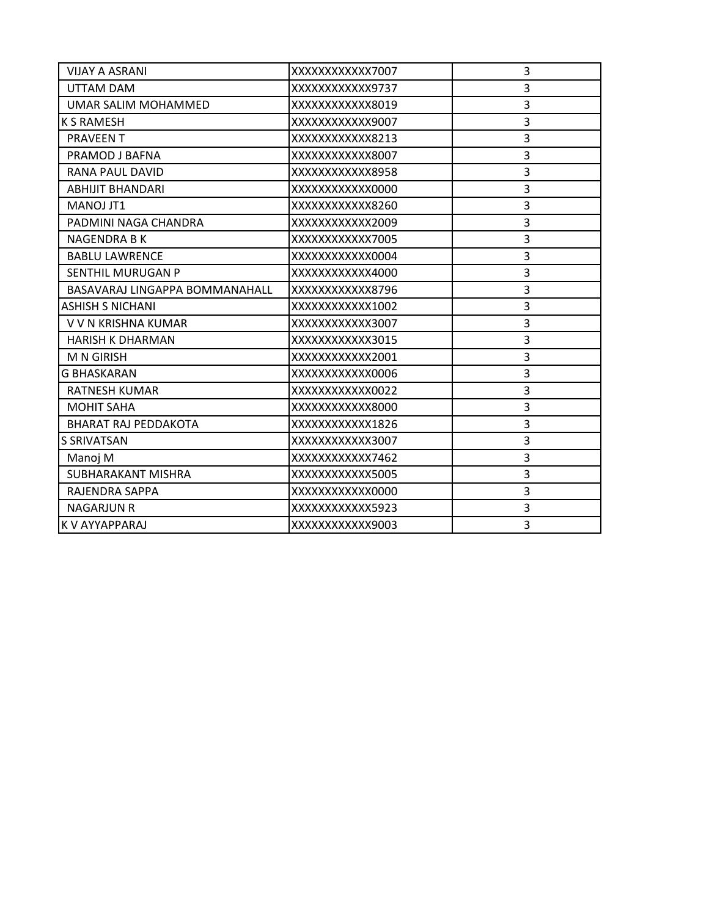| | | |
|---|---|---|
| VIJAY A ASRANI | XXXXXXXXXXXX7007 | 3 |
| UTTAM DAM | XXXXXXXXXXXX9737 | 3 |
| UMAR SALIM MOHAMMED | XXXXXXXXXXXX8019 | 3 |
| K S RAMESH | XXXXXXXXXXXX9007 | 3 |
| PRAVEEN T | XXXXXXXXXXXX8213 | 3 |
| PRAMOD J BAFNA | XXXXXXXXXXXX8007 | 3 |
| RANA PAUL DAVID | XXXXXXXXXXXX8958 | 3 |
| ABHIJIT BHANDARI | XXXXXXXXXXXX0000 | 3 |
| MANOJ JT1 | XXXXXXXXXXXX8260 | 3 |
| PADMINI NAGA CHANDRA | XXXXXXXXXXXX2009 | 3 |
| NAGENDRA B K | XXXXXXXXXXXX7005 | 3 |
| BABLU LAWRENCE | XXXXXXXXXXXX0004 | 3 |
| SENTHIL MURUGAN P | XXXXXXXXXXXX4000 | 3 |
| BASAVARAJ LINGAPPA BOMMANAHALL | XXXXXXXXXXXX8796 | 3 |
| ASHISH S NICHANI | XXXXXXXXXXXX1002 | 3 |
| V V N KRISHNA KUMAR | XXXXXXXXXXXX3007 | 3 |
| HARISH K DHARMAN | XXXXXXXXXXXX3015 | 3 |
| M N GIRISH | XXXXXXXXXXXX2001 | 3 |
| G BHASKARAN | XXXXXXXXXXXX0006 | 3 |
| RATNESH KUMAR | XXXXXXXXXXXX0022 | 3 |
| MOHIT SAHA | XXXXXXXXXXXX8000 | 3 |
| BHARAT RAJ PEDDAKOTA | XXXXXXXXXXXX1826 | 3 |
| S SRIVATSAN | XXXXXXXXXXXX3007 | 3 |
| Manoj M | XXXXXXXXXXXX7462 | 3 |
| SUBHARAKANT MISHRA | XXXXXXXXXXXX5005 | 3 |
| RAJENDRA SAPPA | XXXXXXXXXXXX0000 | 3 |
| NAGARJUN R | XXXXXXXXXXXX5923 | 3 |
| K V AYYAPPARAJ | XXXXXXXXXXXX9003 | 3 |